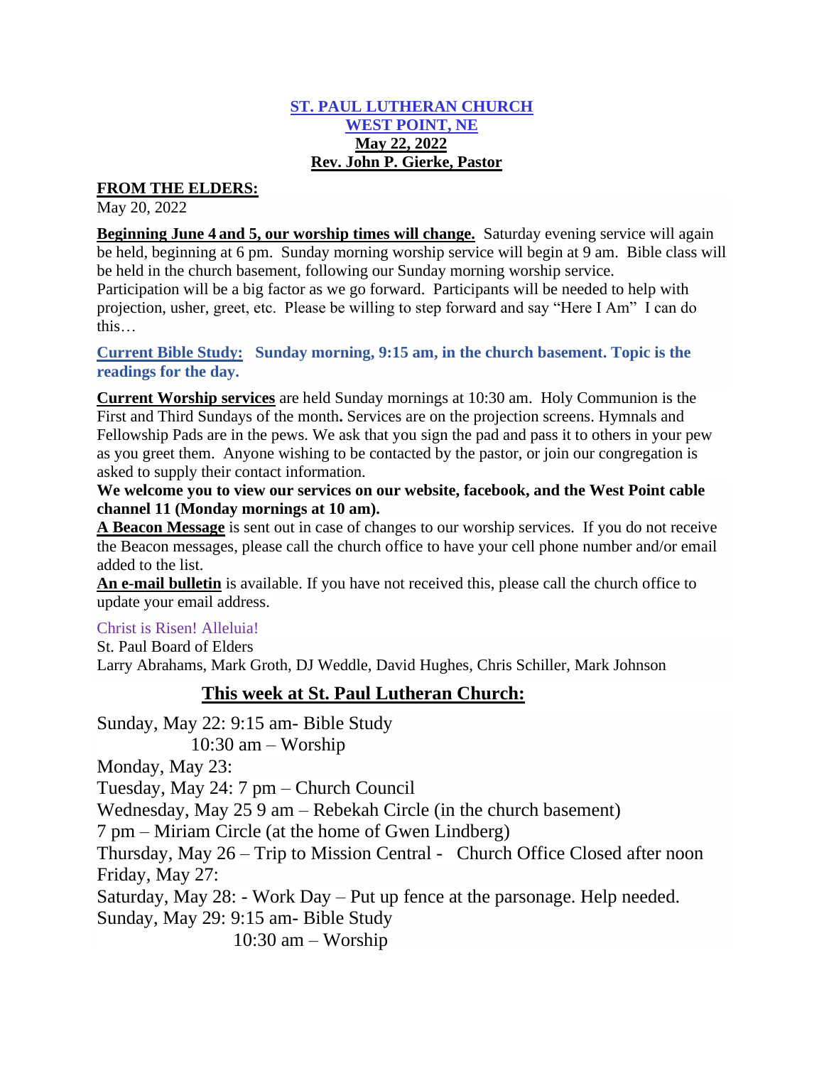**ST. PAUL LUTHERAN CHURCH**
**WEST POINT, NE**
**May 22, 2022**
**Rev. John P. Gierke, Pastor**

**FROM THE ELDERS:**
May 20, 2022

**Beginning June 4 and 5, our worship times will change.** Saturday evening service will again be held, beginning at 6 pm. Sunday morning worship service will begin at 9 am. Bible class will be held in the church basement, following our Sunday morning worship service.
Participation will be a big factor as we go forward. Participants will be needed to help with projection, usher, greet, etc. Please be willing to step forward and say "Here I Am" I can do this…

**Current Bible Study: Sunday morning, 9:15 am, in the church basement. Topic is the readings for the day.**

**Current Worship services** are held Sunday mornings at 10:30 am. Holy Communion is the First and Third Sundays of the month**.** Services are on the projection screens. Hymnals and Fellowship Pads are in the pews. We ask that you sign the pad and pass it to others in your pew as you greet them. Anyone wishing to be contacted by the pastor, or join our congregation is asked to supply their contact information.

**We welcome you to view our services on our website, facebook, and the West Point cable channel 11 (Monday mornings at 10 am).**

**A Beacon Message** is sent out in case of changes to our worship services. If you do not receive the Beacon messages, please call the church office to have your cell phone number and/or email added to the list.

**An e-mail bulletin** is available. If you have not received this, please call the church office to update your email address.

Christ is Risen! Alleluia!
St. Paul Board of Elders
Larry Abrahams, Mark Groth, DJ Weddle, David Hughes, Chris Schiller, Mark Johnson

## This week at St. Paul Lutheran Church:

Sunday, May 22: 9:15 am- Bible Study
10:30 am – Worship
Monday, May 23:
Tuesday, May 24: 7 pm – Church Council
Wednesday, May 25 9 am – Rebekah Circle (in the church basement)
7 pm – Miriam Circle (at the home of Gwen Lindberg)
Thursday, May 26 – Trip to Mission Central - Church Office Closed after noon
Friday, May 27:
Saturday, May 28: - Work Day – Put up fence at the parsonage. Help needed.
Sunday, May 29: 9:15 am- Bible Study
10:30 am – Worship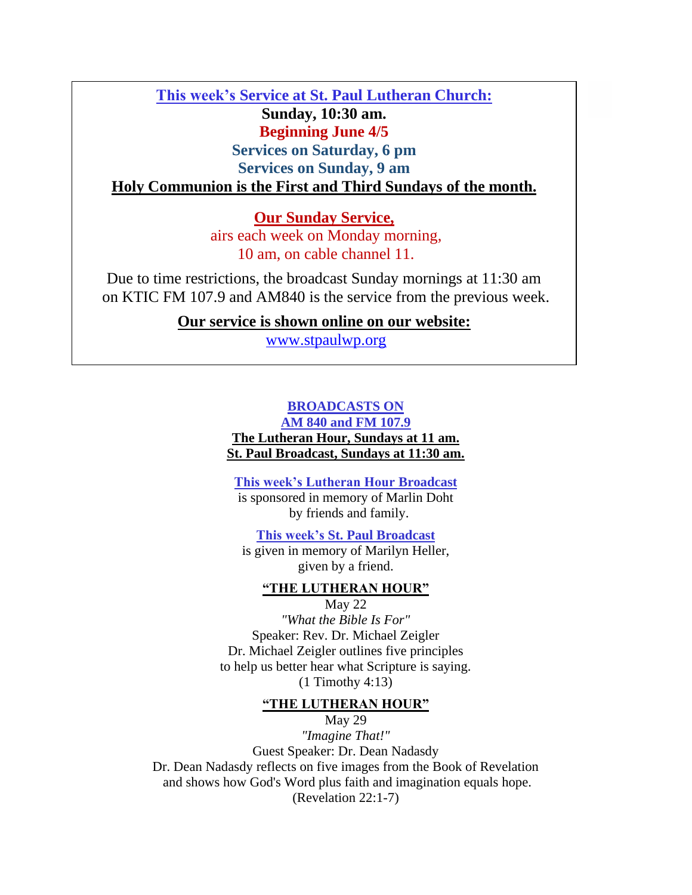## This week's Service at St. Paul Lutheran Church:

**Sunday, 10:30 am.**

**Beginning June 4/5**

**Services on Saturday, 6 pm**

**Services on Sunday, 9 am**

**Holy Communion is the First and Third Sundays of the month.**

**Our Sunday Service,**

airs each week on Monday morning, 10 am, on cable channel 11.

Due to time restrictions, the broadcast Sunday mornings at 11:30 am on KTIC FM 107.9 and AM840 is the service from the previous week.

**Our service is shown online on our website:**

www.stpaulwp.org

## BROADCASTS ON AM 840 and FM 107.9

**The Lutheran Hour, Sundays at 11 am.**

**St. Paul Broadcast, Sundays at 11:30 am.**

**This week's Lutheran Hour Broadcast**
is sponsored in memory of Marlin Doht by friends and family.

**This week's St. Paul Broadcast**
is given in memory of Marilyn Heller, given by a friend.

### "THE LUTHERAN HOUR"

May 22

*"What the Bible Is For"*

Speaker: Rev. Dr. Michael Zeigler

Dr. Michael Zeigler outlines five principles to help us better hear what Scripture is saying.
(1 Timothy 4:13)

### "THE LUTHERAN HOUR"

May 29

*"Imagine That!"*

Guest Speaker: Dr. Dean Nadasdy

Dr. Dean Nadasdy reflects on five images from the Book of Revelation and shows how God's Word plus faith and imagination equals hope.
(Revelation 22:1-7)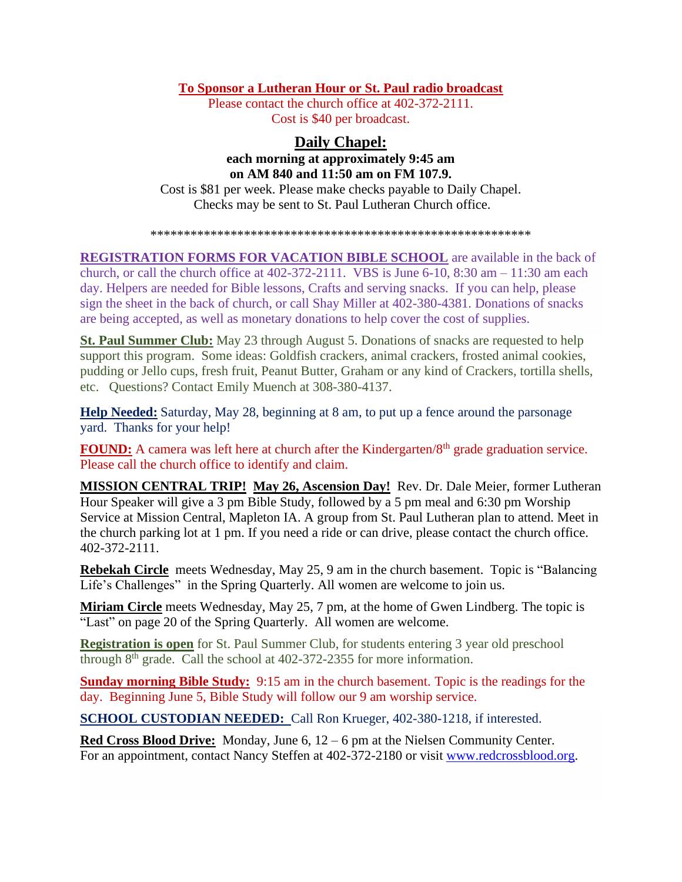**To Sponsor a Lutheran Hour or St. Paul radio broadcast**

Please contact the church office at 402-372-2111.
Cost is $40 per broadcast.

## Daily Chapel:

**each morning at approximately 9:45 am on AM 840 and 11:50 am on FM 107.9.**

Cost is $81 per week. Please make checks payable to Daily Chapel.
Checks may be sent to St. Paul Lutheran Church office.

**********************************************************

**REGISTRATION FORMS FOR VACATION BIBLE SCHOOL** are available in the back of church, or call the church office at 402-372-2111. VBS is June 6-10, 8:30 am – 11:30 am each day. Helpers are needed for Bible lessons, Crafts and serving snacks. If you can help, please sign the sheet in the back of church, or call Shay Miller at 402-380-4381. Donations of snacks are being accepted, as well as monetary donations to help cover the cost of supplies.

**St. Paul Summer Club:** May 23 through August 5. Donations of snacks are requested to help support this program. Some ideas: Goldfish crackers, animal crackers, frosted animal cookies, pudding or Jello cups, fresh fruit, Peanut Butter, Graham or any kind of Crackers, tortilla shells, etc. Questions? Contact Emily Muench at 308-380-4137.

**Help Needed:** Saturday, May 28, beginning at 8 am, to put up a fence around the parsonage yard. Thanks for your help!

**FOUND:** A camera was left here at church after the Kindergarten/8th grade graduation service. Please call the church office to identify and claim.

**MISSION CENTRAL TRIP! May 26, Ascension Day!** Rev. Dr. Dale Meier, former Lutheran Hour Speaker will give a 3 pm Bible Study, followed by a 5 pm meal and 6:30 pm Worship Service at Mission Central, Mapleton IA. A group from St. Paul Lutheran plan to attend. Meet in the church parking lot at 1 pm. If you need a ride or can drive, please contact the church office. 402-372-2111.

**Rebekah Circle** meets Wednesday, May 25, 9 am in the church basement. Topic is “Balancing Life’s Challenges” in the Spring Quarterly. All women are welcome to join us.

**Miriam Circle** meets Wednesday, May 25, 7 pm, at the home of Gwen Lindberg. The topic is “Last” on page 20 of the Spring Quarterly. All women are welcome.

**Registration is open** for St. Paul Summer Club, for students entering 3 year old preschool through 8th grade. Call the school at 402-372-2355 for more information.

**Sunday morning Bible Study:** 9:15 am in the church basement. Topic is the readings for the day. Beginning June 5, Bible Study will follow our 9 am worship service.

**SCHOOL CUSTODIAN NEEDED:** Call Ron Krueger, 402-380-1218, if interested.

**Red Cross Blood Drive:** Monday, June 6, 12 – 6 pm at the Nielsen Community Center. For an appointment, contact Nancy Steffen at 402-372-2180 or visit www.redcrossblood.org.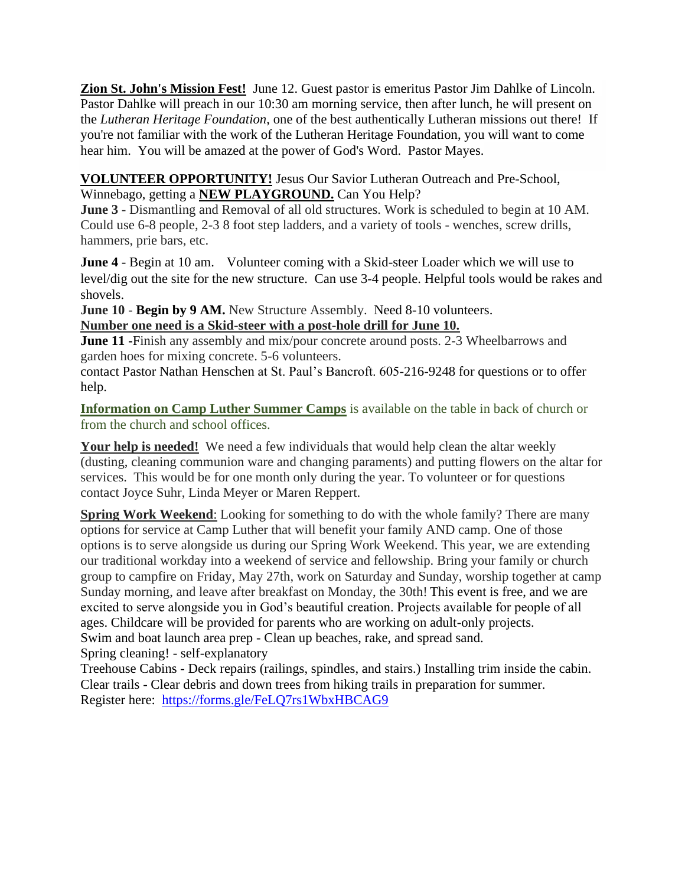**Zion St. John's Mission Fest!** June 12. Guest pastor is emeritus Pastor Jim Dahlke of Lincoln. Pastor Dahlke will preach in our 10:30 am morning service, then after lunch, he will present on the *Lutheran Heritage Foundation*, one of the best authentically Lutheran missions out there! If you're not familiar with the work of the Lutheran Heritage Foundation, you will want to come hear him. You will be amazed at the power of God's Word. Pastor Mayes.

**VOLUNTEER OPPORTUNITY!** Jesus Our Savior Lutheran Outreach and Pre-School, Winnebago, getting a **NEW PLAYGROUND.** Can You Help?

**June 3** - Dismantling and Removal of all old structures. Work is scheduled to begin at 10 AM. Could use 6-8 people, 2-3 8 foot step ladders, and a variety of tools - wenches, screw drills, hammers, prie bars, etc.

**June 4** - Begin at 10 am. Volunteer coming with a Skid-steer Loader which we will use to level/dig out the site for the new structure. Can use 3-4 people. Helpful tools would be rakes and shovels.

**June 10** - **Begin by 9 AM.** New Structure Assembly. Need 8-10 volunteers.

**Number one need is a Skid-steer with a post-hole drill for June 10.**

**June 11 -**Finish any assembly and mix/pour concrete around posts. 2-3 Wheelbarrows and garden hoes for mixing concrete. 5-6 volunteers.

contact Pastor Nathan Henschen at St. Paul's Bancroft. 605-216-9248 for questions or to offer help.

**Information on Camp Luther Summer Camps** is available on the table in back of church or from the church and school offices.

**Your help is needed!** We need a few individuals that would help clean the altar weekly (dusting, cleaning communion ware and changing paraments) and putting flowers on the altar for services. This would be for one month only during the year. To volunteer or for questions contact Joyce Suhr, Linda Meyer or Maren Reppert.

**Spring Work Weekend**: Looking for something to do with the whole family? There are many options for service at Camp Luther that will benefit your family AND camp. One of those options is to serve alongside us during our Spring Work Weekend. This year, we are extending our traditional workday into a weekend of service and fellowship. Bring your family or church group to campfire on Friday, May 27th, work on Saturday and Sunday, worship together at camp Sunday morning, and leave after breakfast on Monday, the 30th! This event is free, and we are excited to serve alongside you in God's beautiful creation. Projects available for people of all ages. Childcare will be provided for parents who are working on adult-only projects.

Swim and boat launch area prep - Clean up beaches, rake, and spread sand.

Spring cleaning! - self-explanatory

Treehouse Cabins - Deck repairs (railings, spindles, and stairs.) Installing trim inside the cabin.

Clear trails - Clear debris and down trees from hiking trails in preparation for summer.

Register here: https://forms.gle/FeLQ7rs1WbxHBCAG9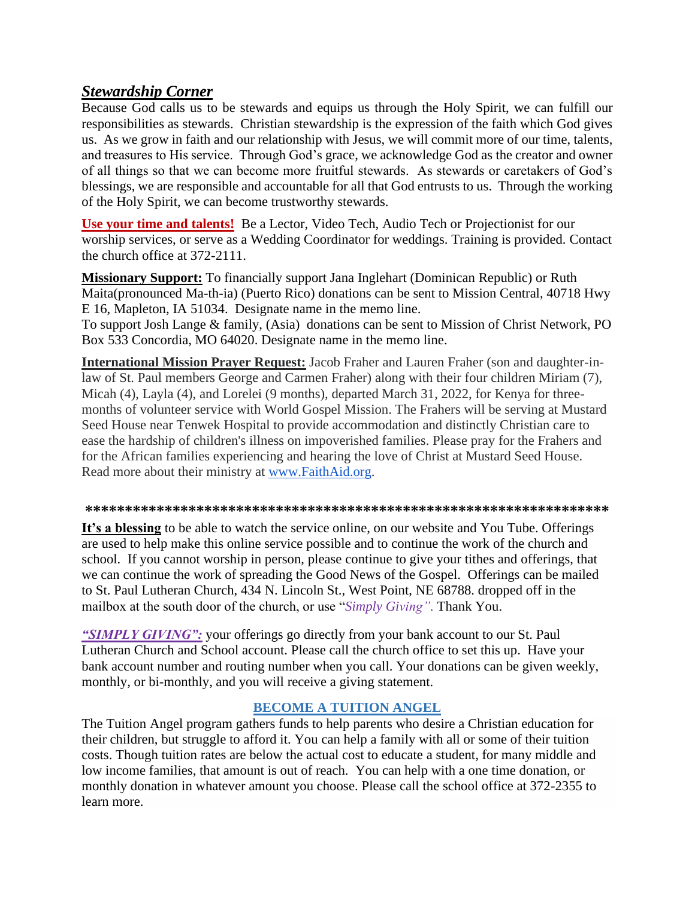## ***Stewardship Corner***

Because God calls us to be stewards and equips us through the Holy Spirit, we can fulfill our responsibilities as stewards. Christian stewardship is the expression of the faith which God gives us. As we grow in faith and our relationship with Jesus, we will commit more of our time, talents, and treasures to His service. Through God's grace, we acknowledge God as the creator and owner of all things so that we can become more fruitful stewards. As stewards or caretakers of God's blessings, we are responsible and accountable for all that God entrusts to us. Through the working of the Holy Spirit, we can become trustworthy stewards.

**Use your time and talents!** Be a Lector, Video Tech, Audio Tech or Projectionist for our worship services, or serve as a Wedding Coordinator for weddings. Training is provided. Contact the church office at 372-2111.

**Missionary Support:** To financially support Jana Inglehart (Dominican Republic) or Ruth Maita(pronounced Ma-th-ia) (Puerto Rico) donations can be sent to Mission Central, 40718 Hwy E 16, Mapleton, IA 51034. Designate name in the memo line.
To support Josh Lange & family, (Asia) donations can be sent to Mission of Christ Network, PO Box 533 Concordia, MO 64020. Designate name in the memo line.

**International Mission Prayer Request:** Jacob Fraher and Lauren Fraher (son and daughter-in-law of St. Paul members George and Carmen Fraher) along with their four children Miriam (7), Micah (4), Layla (4), and Lorelei (9 months), departed March 31, 2022, for Kenya for three-months of volunteer service with World Gospel Mission. The Frahers will be serving at Mustard Seed House near Tenwek Hospital to provide accommodation and distinctly Christian care to ease the hardship of children's illness on impoverished families. Please pray for the Frahers and for the African families experiencing and hearing the love of Christ at Mustard Seed House. Read more about their ministry at www.FaithAid.org.

**************************************************************

**It's a blessing** to be able to watch the service online, on our website and You Tube. Offerings are used to help make this online service possible and to continue the work of the church and school. If you cannot worship in person, please continue to give your tithes and offerings, that we can continue the work of spreading the Good News of the Gospel. Offerings can be mailed to St. Paul Lutheran Church, 434 N. Lincoln St., West Point, NE 68788. dropped off in the mailbox at the south door of the church, or use "*Simply Giving".* Thank You.

***"SIMPLY GIVING":*** your offerings go directly from your bank account to our St. Paul Lutheran Church and School account. Please call the church office to set this up. Have your bank account number and routing number when you call. Your donations can be given weekly, monthly, or bi-monthly, and you will receive a giving statement.

### **BECOME A TUITION ANGEL**

The Tuition Angel program gathers funds to help parents who desire a Christian education for their children, but struggle to afford it. You can help a family with all or some of their tuition costs. Though tuition rates are below the actual cost to educate a student, for many middle and low income families, that amount is out of reach. You can help with a one time donation, or monthly donation in whatever amount you choose. Please call the school office at 372-2355 to learn more.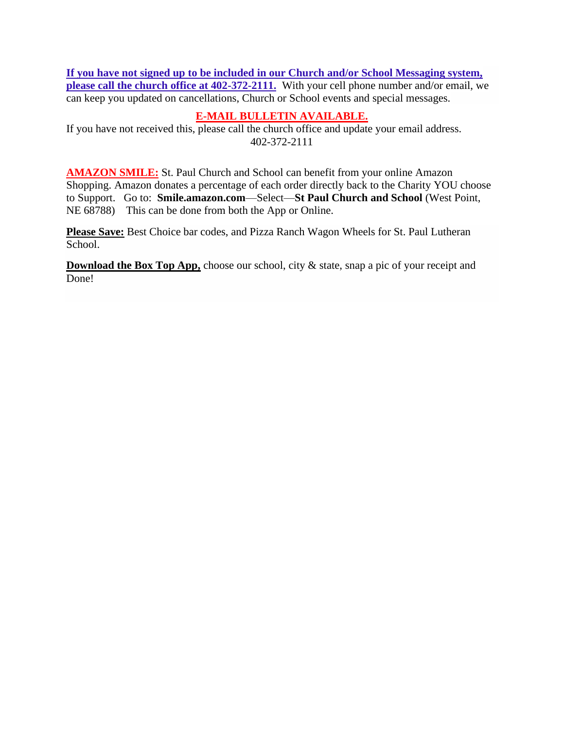**If you have not signed up to be included in our Church and/or School Messaging system, please call the church office at 402-372-2111.** With your cell phone number and/or email, we can keep you updated on cancellations, Church or School events and special messages.

**E-MAIL BULLETIN AVAILABLE.**

If you have not received this, please call the church office and update your email address. 402-372-2111

**AMAZON SMILE:** St. Paul Church and School can benefit from your online Amazon Shopping. Amazon donates a percentage of each order directly back to the Charity YOU choose to Support. Go to: **Smile.amazon.com**—Select—**St Paul Church and School** (West Point, NE 68788) This can be done from both the App or Online.

**Please Save:** Best Choice bar codes, and Pizza Ranch Wagon Wheels for St. Paul Lutheran School.

**Download the Box Top App,** choose our school, city & state, snap a pic of your receipt and Done!